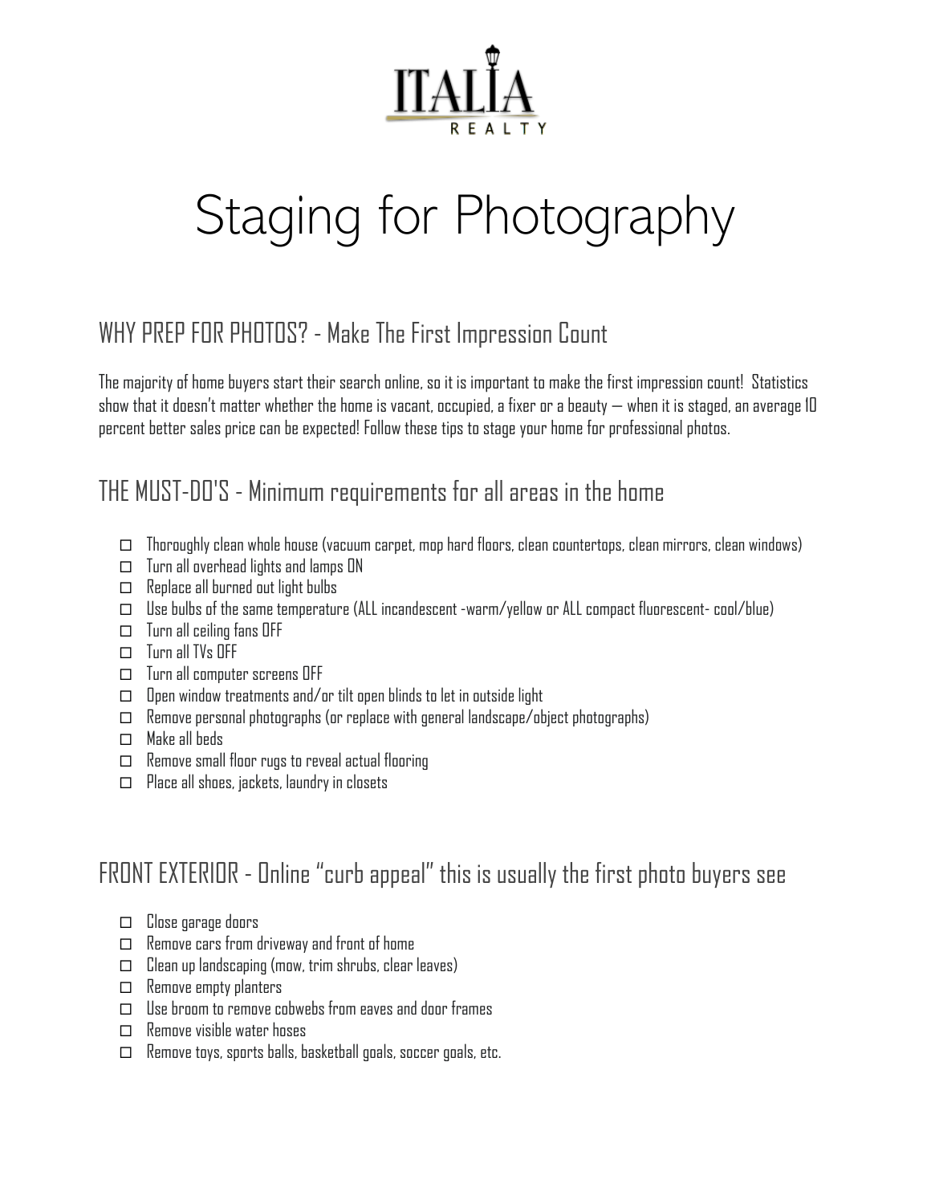# ITALIA REALTY

# Staging for Photography

## WHY PREP FOR PHOTOS? - Make The First Impression Count

The majority of home buyers start their search online, so it is important to make the first impression count! Statistics show that it doesn't matter whether the home is vacant, occupied, a fixer or a beauty — when it is staged, an average 10 percent better sales price can be expected! Follow these tips to stage your home for professional photos.

## THE MUST-DO'S - Minimum requirements for all areas in the home

- ☐ Thoroughly clean whole house (vacuum carpet, mop hard floors, clean countertops, clean mirrors, clean windows)
- ☐ Turn all overhead lights and lamps ON
- ☐ Replace all burned out light bulbs
- ☐ Use bulbs of the same temperature (ALL incandescent -warm/yellow or ALL compact fluorescent- cool/blue)
- ☐ Turn all ceiling fans OFF
- ☐ Turn all TVs OFF
- ☐ Turn all computer screens OFF
- ☐ Open window treatments and/or tilt open blinds to let in outside light
- ☐ Remove personal photographs (or replace with general landscape/object photographs)
- ☐ Make all beds
- ☐ Remove small floor rugs to reveal actual flooring
- ☐ Place all shoes, jackets, laundry in closets

## FRONT EXTERIOR - Online "curb appeal" this is usually the first photo buyers see

- ☐ Close garage doors
- ☐ Remove cars from driveway and front of home
- ☐ Clean up landscaping (mow, trim shrubs, clear leaves)
- ☐ Remove empty planters
- ☐ Use broom to remove cobwebs from eaves and door frames
- ☐ Remove visible water hoses
- ☐ Remove toys, sports balls, basketball goals, soccer goals, etc.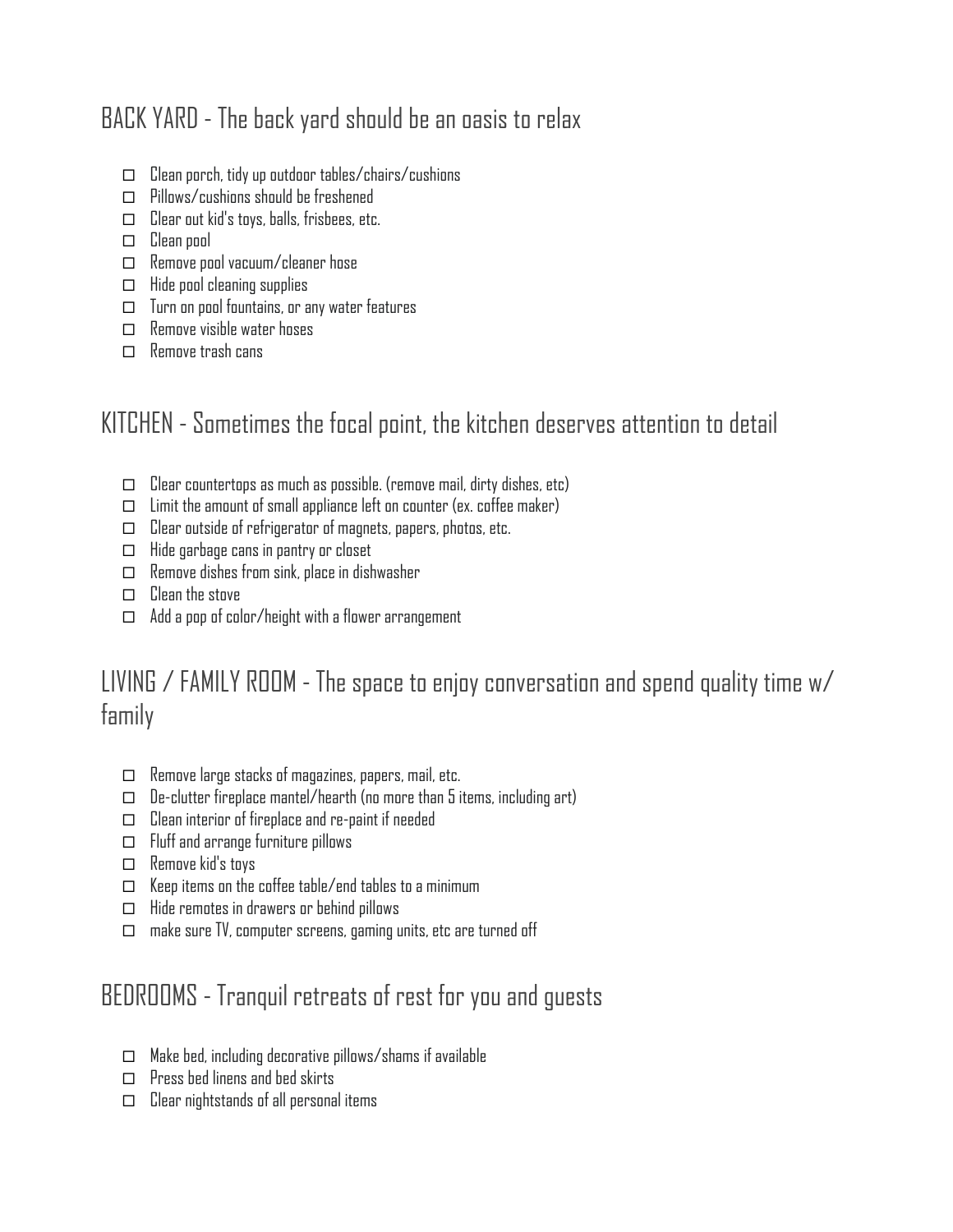## BACK YARD - The back yard should be an oasis to relax

- ☐ Clean porch, tidy up outdoor tables/chairs/cushions
- ☐ Pillows/cushions should be freshened
- ☐ Clear out kid's toys, balls, frisbees, etc.
- ☐ Clean pool
- ☐ Remove pool vacuum/cleaner hose
- ☐ Hide pool cleaning supplies
- ☐ Turn on pool fountains, or any water features
- ☐ Remove visible water hoses
- ☐ Remove trash cans

## KITCHEN - Sometimes the focal point, the kitchen deserves attention to detail

- ☐ Clear countertops as much as possible. (remove mail, dirty dishes, etc)
- ☐ Limit the amount of small appliance left on counter (ex. coffee maker)
- ☐ Clear outside of refrigerator of magnets, papers, photos, etc.
- ☐ Hide garbage cans in pantry or closet
- ☐ Remove dishes from sink, place in dishwasher
- ☐ Clean the stove
- ☐ Add a pop of color/height with a flower arrangement

## LIVING / FAMILY ROOM - The space to enjoy conversation and spend quality time w/ family

- ☐ Remove large stacks of magazines, papers, mail, etc.
- ☐ De-clutter fireplace mantel/hearth (no more than 5 items, including art)
- ☐ Clean interior of fireplace and re-paint if needed
- ☐ Fluff and arrange furniture pillows
- ☐ Remove kid's toys
- ☐ Keep items on the coffee table/end tables to a minimum
- ☐ Hide remotes in drawers or behind pillows
- ☐ make sure TV, computer screens, gaming units, etc are turned off

## BEDROOMS - Tranquil retreats of rest for you and guests

- ☐ Make bed, including decorative pillows/shams if available
- ☐ Press bed linens and bed skirts
- ☐ Clear nightstands of all personal items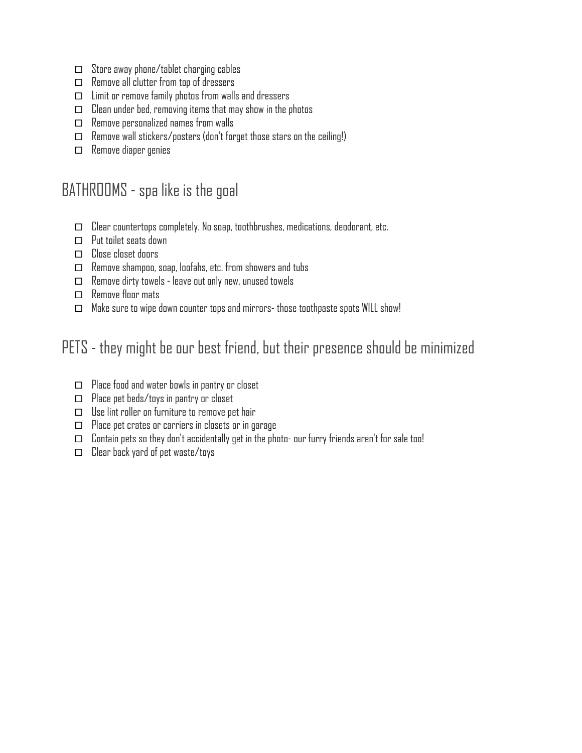- ☐ Store away phone/tablet charging cables
- ☐ Remove all clutter from top of dressers
- ☐ Limit or remove family photos from walls and dressers
- ☐ Clean under bed, removing items that may show in the photos
- ☐ Remove personalized names from walls
- ☐ Remove wall stickers/posters (don't forget those stars on the ceiling!)
- ☐ Remove diaper genies

## BATHROOMS - spa like is the goal

- ☐ Clear countertops completely. No soap, toothbrushes, medications, deodorant, etc.
- ☐ Put toilet seats down
- ☐ Close closet doors
- ☐ Remove shampoo, soap, loofahs, etc. from showers and tubs
- ☐ Remove dirty towels - leave out only new, unused towels
- ☐ Remove floor mats
- ☐ Make sure to wipe down counter tops and mirrors- those toothpaste spots WILL show!

## PETS - they might be our best friend, but their presence should be minimized

- ☐ Place food and water bowls in pantry or closet
- ☐ Place pet beds/toys in pantry or closet
- ☐ Use lint roller on furniture to remove pet hair
- ☐ Place pet crates or carriers in closets or in garage
- ☐ Contain pets so they don't accidentally get in the photo- our furry friends aren't for sale too!
- ☐ Clear back yard of pet waste/toys